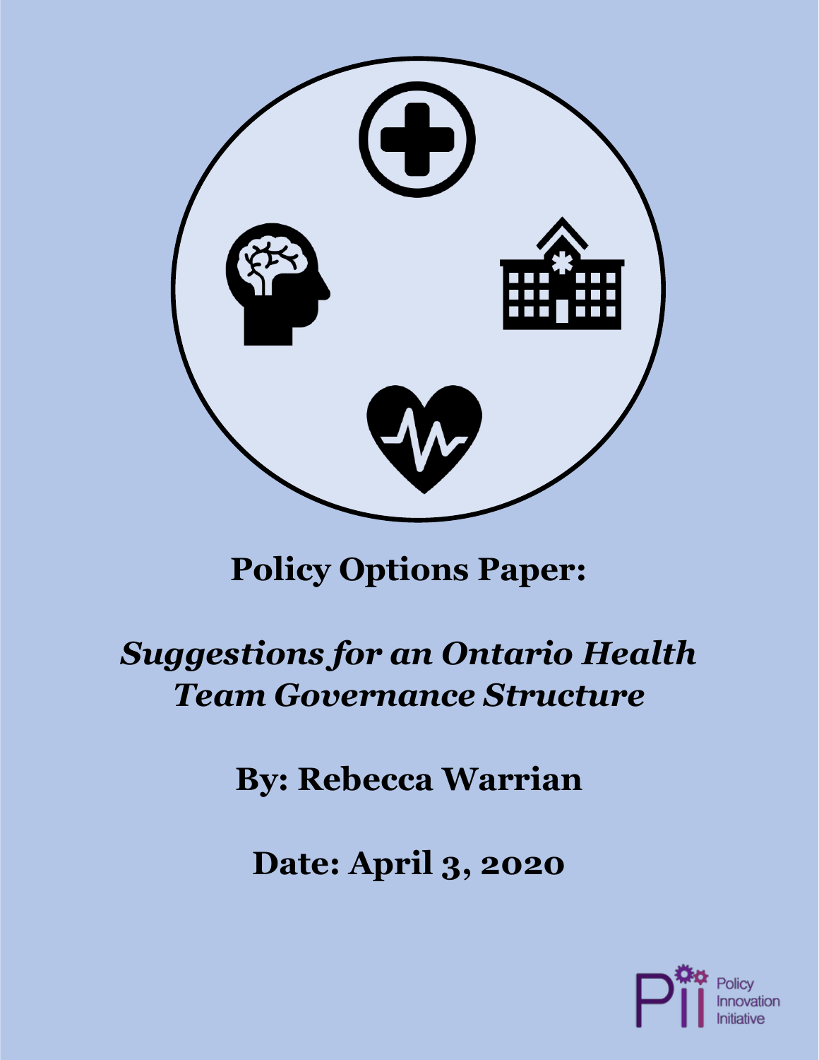# Policy Options Paper:

## *Suggestions for an Ontario Health Team Governance Structure*

**By: Rebecca Warrian**

**Date: April 3, 2020**

Policy Innovation Initiative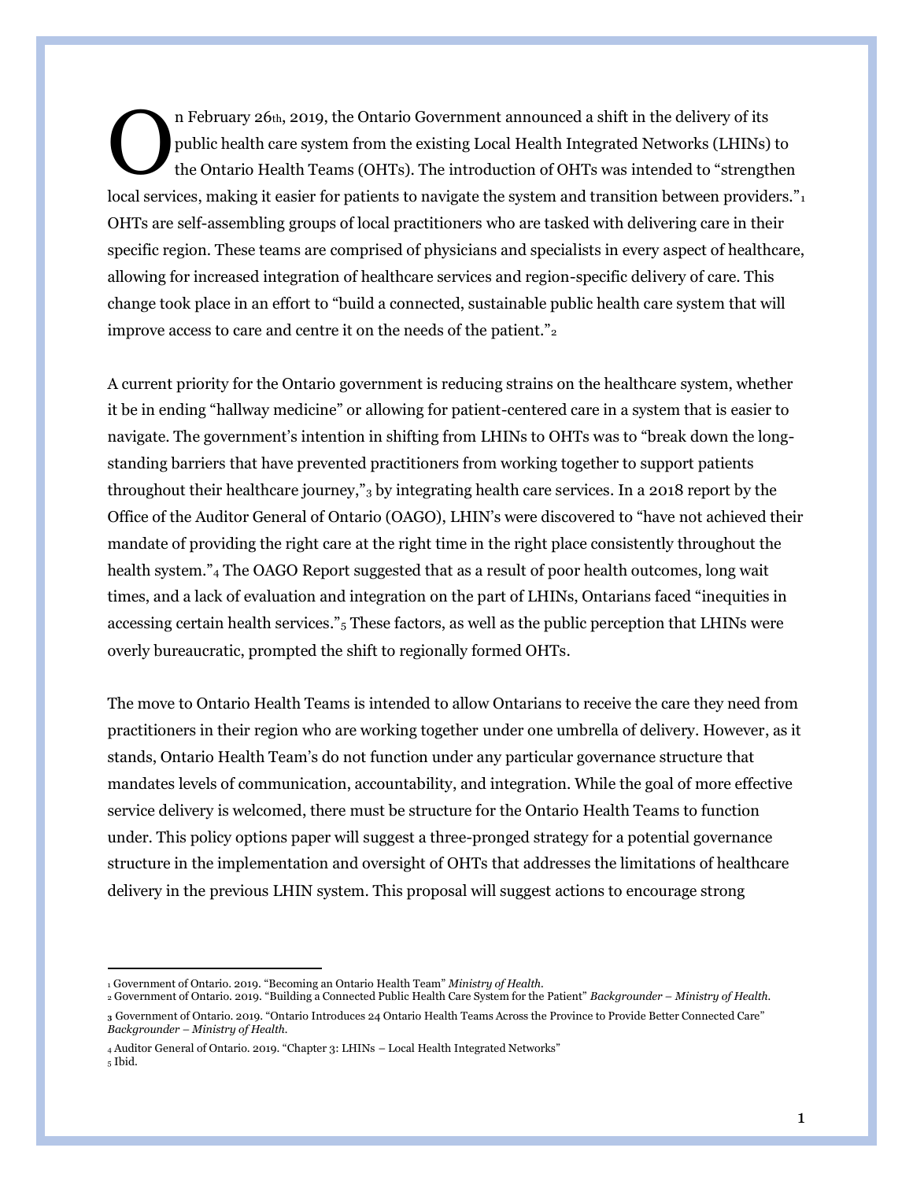On February 26th, 2019, the Ontario Government announced a shift in the delivery of its public health care system from the existing Local Health Integrated Networks (LHINs) to the Ontario Health Teams (OHTs). The introduction of OHTs was intended to "strengthen local services, making it easier for patients to navigate the system and transition between providers."[1] OHTs are self-assembling groups of local practitioners who are tasked with delivering care in their specific region. These teams are comprised of physicians and specialists in every aspect of healthcare, allowing for increased integration of healthcare services and region-specific delivery of care. This change took place in an effort to "build a connected, sustainable public health care system that will improve access to care and centre it on the needs of the patient."[2]

A current priority for the Ontario government is reducing strains on the healthcare system, whether it be in ending "hallway medicine" or allowing for patient-centered care in a system that is easier to navigate. The government's intention in shifting from LHINs to OHTs was to "break down the long-standing barriers that have prevented practitioners from working together to support patients throughout their healthcare journey,"[3] by integrating health care services. In a 2018 report by the Office of the Auditor General of Ontario (OAGO), LHIN's were discovered to "have not achieved their mandate of providing the right care at the right time in the right place consistently throughout the health system."[4] The OAGO Report suggested that as a result of poor health outcomes, long wait times, and a lack of evaluation and integration on the part of LHINs, Ontarians faced "inequities in accessing certain health services."[5] These factors, as well as the public perception that LHINs were overly bureaucratic, prompted the shift to regionally formed OHTs.

The move to Ontario Health Teams is intended to allow Ontarians to receive the care they need from practitioners in their region who are working together under one umbrella of delivery. However, as it stands, Ontario Health Team's do not function under any particular governance structure that mandates levels of communication, accountability, and integration. While the goal of more effective service delivery is welcomed, there must be structure for the Ontario Health Teams to function under. This policy options paper will suggest a three-pronged strategy for a potential governance structure in the implementation and oversight of OHTs that addresses the limitations of healthcare delivery in the previous LHIN system. This proposal will suggest actions to encourage strong

---

[1] Government of Ontario. 2019. "Becoming an Ontario Health Team" *Ministry of Health.*

[2] Government of Ontario. 2019. "Building a Connected Public Health Care System for the Patient" *Backgrounder – Ministry of Health.*

[3] Government of Ontario. 2019. "Ontario Introduces 24 Ontario Health Teams Across the Province to Provide Better Connected Care" *Backgrounder – Ministry of Health.*

[4] Auditor General of Ontario. 2019. "Chapter 3: LHINs – Local Health Integrated Networks"

[5] Ibid.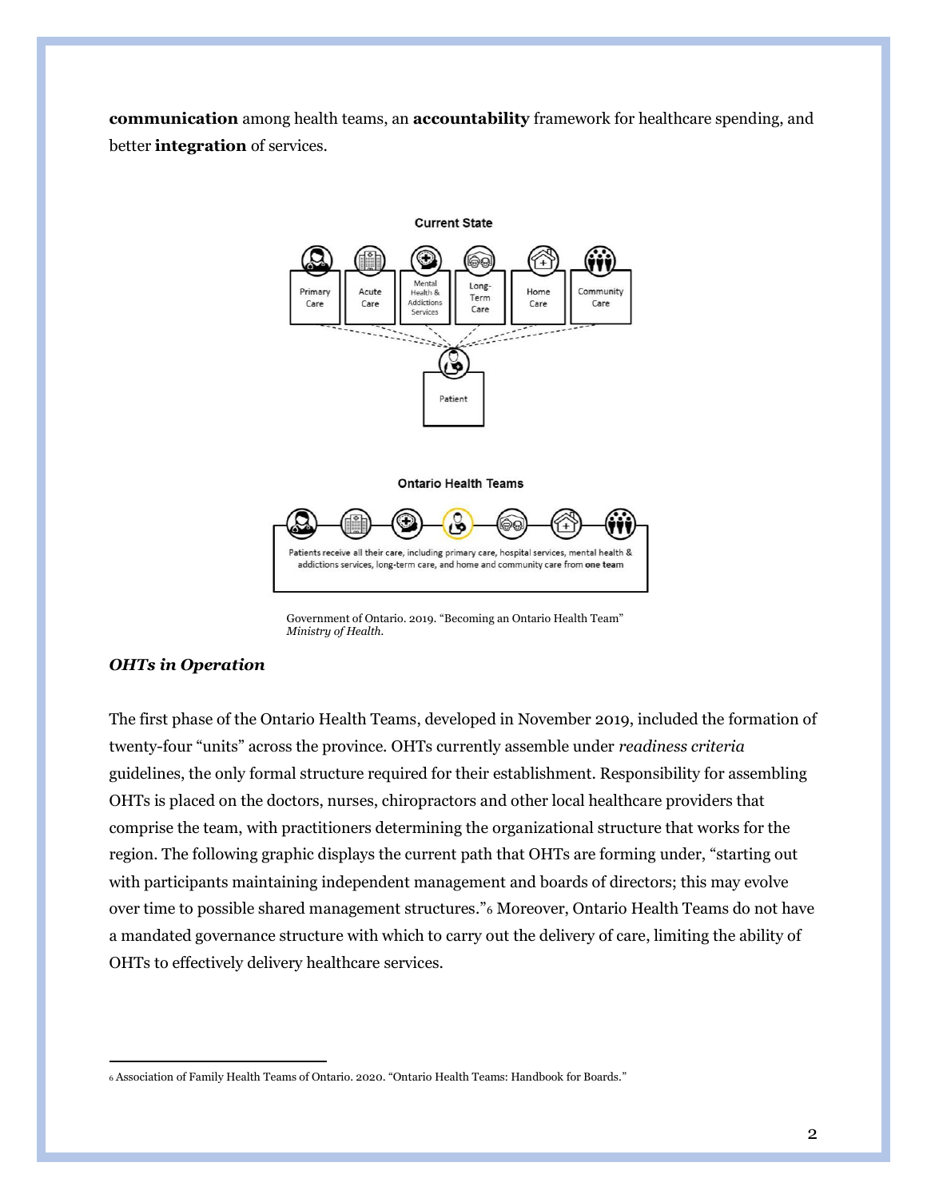**communication** among health teams, an **accountability** framework for healthcare spending, and better **integration** of services.

Current State

Primary Care | Acute Care | Mental Health & Addictions Services | Long-Term Care | Home Care | Community Care

Patient

Ontario Health Teams

Patients receive all their care, including primary care, hospital services, mental health & addictions services, long-term care, and home and community care from **one team**

Government of Ontario. 2019. "Becoming an Ontario Health Team" *Ministry of Health.*

***OHTs in Operation***

The first phase of the Ontario Health Teams, developed in November 2019, included the formation of twenty-four "units" across the province. OHTs currently assemble under *readiness criteria* guidelines, the only formal structure required for their establishment. Responsibility for assembling OHTs is placed on the doctors, nurses, chiropractors and other local healthcare providers that comprise the team, with practitioners determining the organizational structure that works for the region. The following graphic displays the current path that OHTs are forming under, "starting out with participants maintaining independent management and boards of directors; this may evolve over time to possible shared management structures."[6] Moreover, Ontario Health Teams do not have a mandated governance structure with which to carry out the delivery of care, limiting the ability of OHTs to effectively delivery healthcare services.

---

[6] Association of Family Health Teams of Ontario. 2020. "Ontario Health Teams: Handbook for Boards."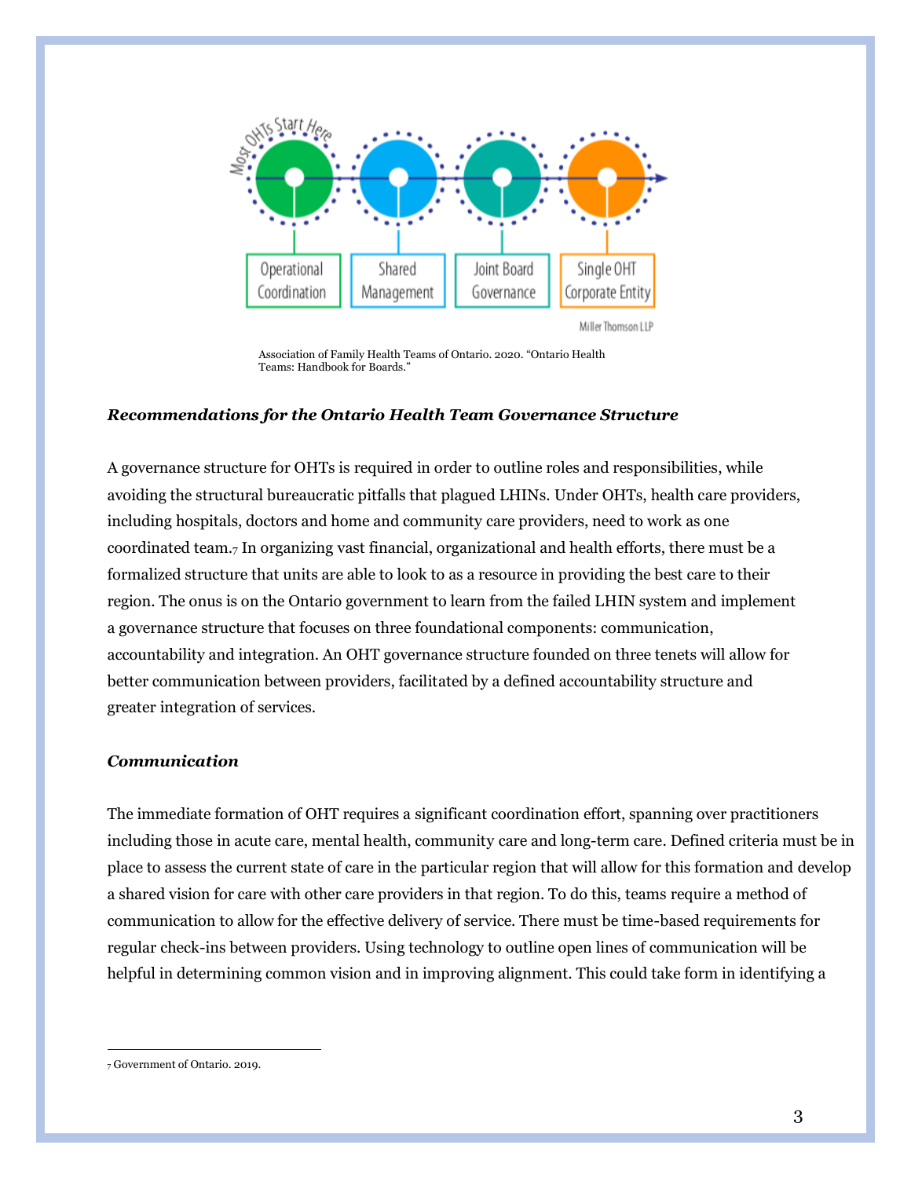Operational Coordination → Shared Management → Joint Board Governance → Single OHT Corporate Entity

Association of Family Health Teams of Ontario. 2020. "Ontario Health Teams: Handbook for Boards."

***Recommendations for the Ontario Health Team Governance Structure***

A governance structure for OHTs is required in order to outline roles and responsibilities, while avoiding the structural bureaucratic pitfalls that plagued LHINs. Under OHTs, health care providers, including hospitals, doctors and home and community care providers, need to work as one coordinated team.[7] In organizing vast financial, organizational and health efforts, there must be a formalized structure that units are able to look to as a resource in providing the best care to their region. The onus is on the Ontario government to learn from the failed LHIN system and implement a governance structure that focuses on three foundational components: communication, accountability and integration. An OHT governance structure founded on three tenets will allow for better communication between providers, facilitated by a defined accountability structure and greater integration of services.

***Communication***

The immediate formation of OHT requires a significant coordination effort, spanning over practitioners including those in acute care, mental health, community care and long-term care. Defined criteria must be in place to assess the current state of care in the particular region that will allow for this formation and develop a shared vision for care with other care providers in that region. To do this, teams require a method of communication to allow for the effective delivery of service. There must be time-based requirements for regular check-ins between providers. Using technology to outline open lines of communication will be helpful in determining common vision and in improving alignment. This could take form in identifying a

[7] Government of Ontario. 2019.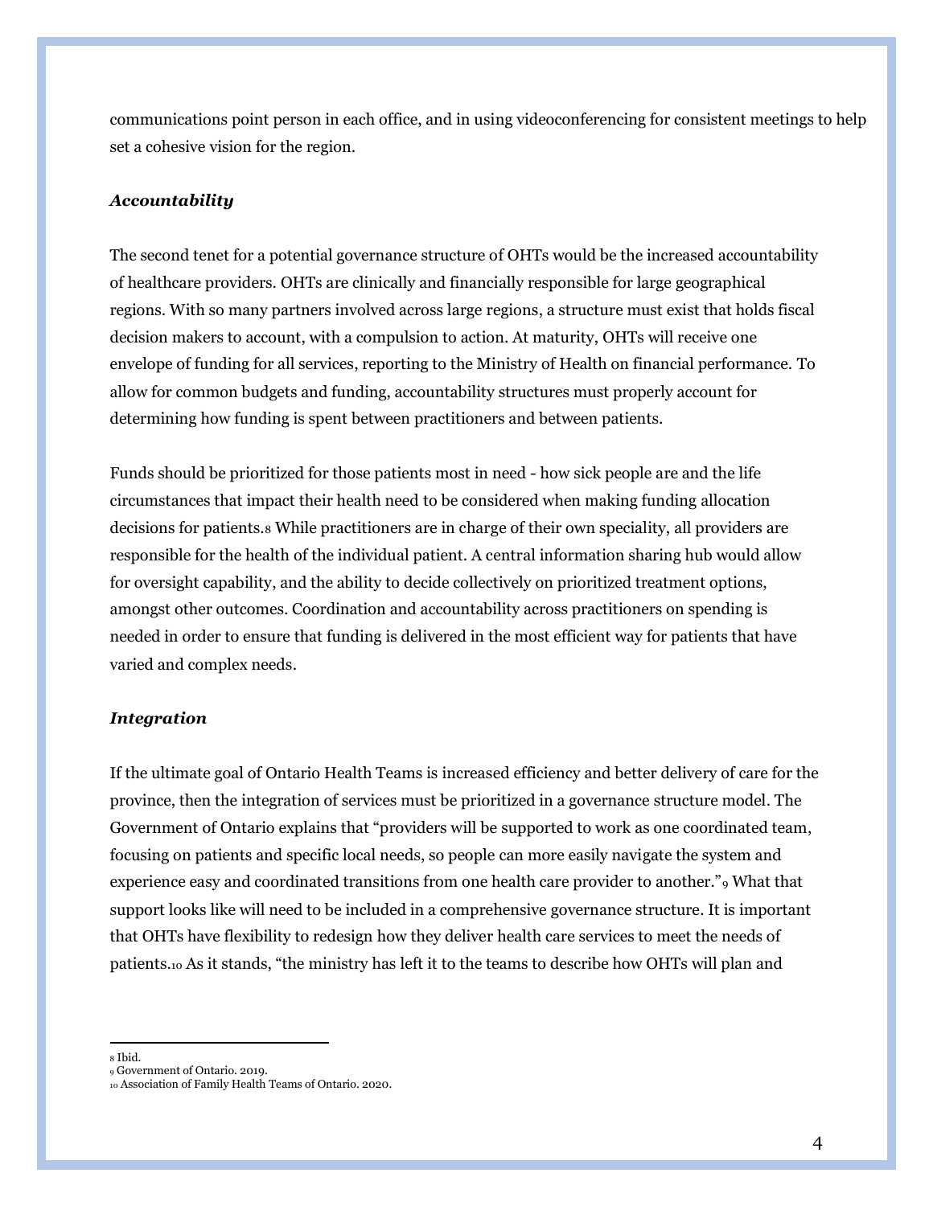communications point person in each office, and in using videoconferencing for consistent meetings to help set a cohesive vision for the region.

### *Accountability*

The second tenet for a potential governance structure of OHTs would be the increased accountability of healthcare providers. OHTs are clinically and financially responsible for large geographical regions. With so many partners involved across large regions, a structure must exist that holds fiscal decision makers to account, with a compulsion to action. At maturity, OHTs will receive one envelope of funding for all services, reporting to the Ministry of Health on financial performance. To allow for common budgets and funding, accountability structures must properly account for determining how funding is spent between practitioners and between patients.

Funds should be prioritized for those patients most in need - how sick people are and the life circumstances that impact their health need to be considered when making funding allocation decisions for patients.[8] While practitioners are in charge of their own speciality, all providers are responsible for the health of the individual patient. A central information sharing hub would allow for oversight capability, and the ability to decide collectively on prioritized treatment options, amongst other outcomes. Coordination and accountability across practitioners on spending is needed in order to ensure that funding is delivered in the most efficient way for patients that have varied and complex needs.

### *Integration*

If the ultimate goal of Ontario Health Teams is increased efficiency and better delivery of care for the province, then the integration of services must be prioritized in a governance structure model. The Government of Ontario explains that "providers will be supported to work as one coordinated team, focusing on patients and specific local needs, so people can more easily navigate the system and experience easy and coordinated transitions from one health care provider to another."[9] What that support looks like will need to be included in a comprehensive governance structure. It is important that OHTs have flexibility to redesign how they deliver health care services to meet the needs of patients.[10] As it stands, "the ministry has left it to the teams to describe how OHTs will plan and

---

[8] Ibid.
[9] Government of Ontario. 2019.
[10] Association of Family Health Teams of Ontario. 2020.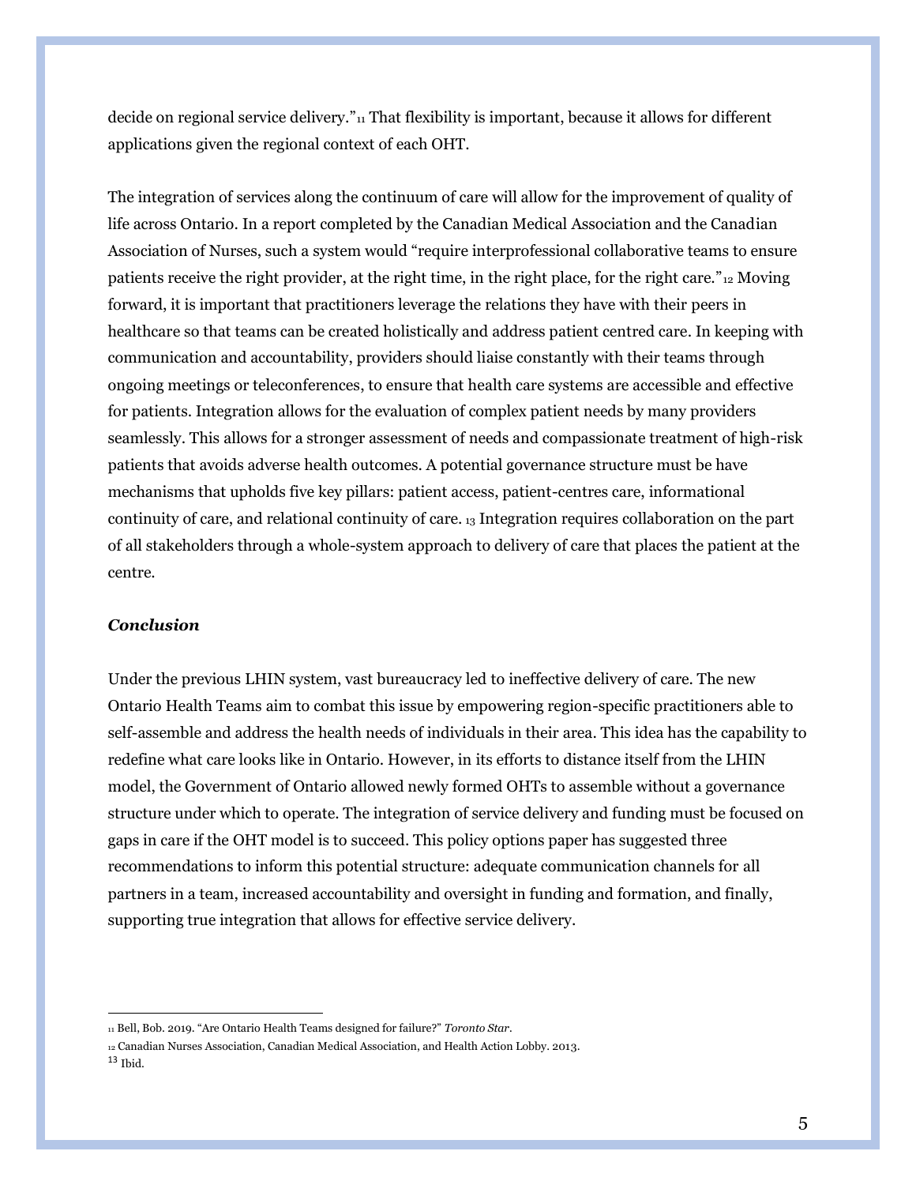decide on regional service delivery."[11] That flexibility is important, because it allows for different applications given the regional context of each OHT.

The integration of services along the continuum of care will allow for the improvement of quality of life across Ontario. In a report completed by the Canadian Medical Association and the Canadian Association of Nurses, such a system would "require interprofessional collaborative teams to ensure patients receive the right provider, at the right time, in the right place, for the right care."[12] Moving forward, it is important that practitioners leverage the relations they have with their peers in healthcare so that teams can be created holistically and address patient centred care. In keeping with communication and accountability, providers should liaise constantly with their teams through ongoing meetings or teleconferences, to ensure that health care systems are accessible and effective for patients. Integration allows for the evaluation of complex patient needs by many providers seamlessly. This allows for a stronger assessment of needs and compassionate treatment of high-risk patients that avoids adverse health outcomes. A potential governance structure must be have mechanisms that upholds five key pillars: patient access, patient-centres care, informational continuity of care, and relational continuity of care. [13] Integration requires collaboration on the part of all stakeholders through a whole-system approach to delivery of care that places the patient at the centre.

***Conclusion***

Under the previous LHIN system, vast bureaucracy led to ineffective delivery of care. The new Ontario Health Teams aim to combat this issue by empowering region-specific practitioners able to self-assemble and address the health needs of individuals in their area. This idea has the capability to redefine what care looks like in Ontario. However, in its efforts to distance itself from the LHIN model, the Government of Ontario allowed newly formed OHTs to assemble without a governance structure under which to operate. The integration of service delivery and funding must be focused on gaps in care if the OHT model is to succeed. This policy options paper has suggested three recommendations to inform this potential structure: adequate communication channels for all partners in a team, increased accountability and oversight in funding and formation, and finally, supporting true integration that allows for effective service delivery.

---

[11] Bell, Bob. 2019. "Are Ontario Health Teams designed for failure?" *Toronto Star*.

[12] Canadian Nurses Association, Canadian Medical Association, and Health Action Lobby. 2013.

[13] Ibid.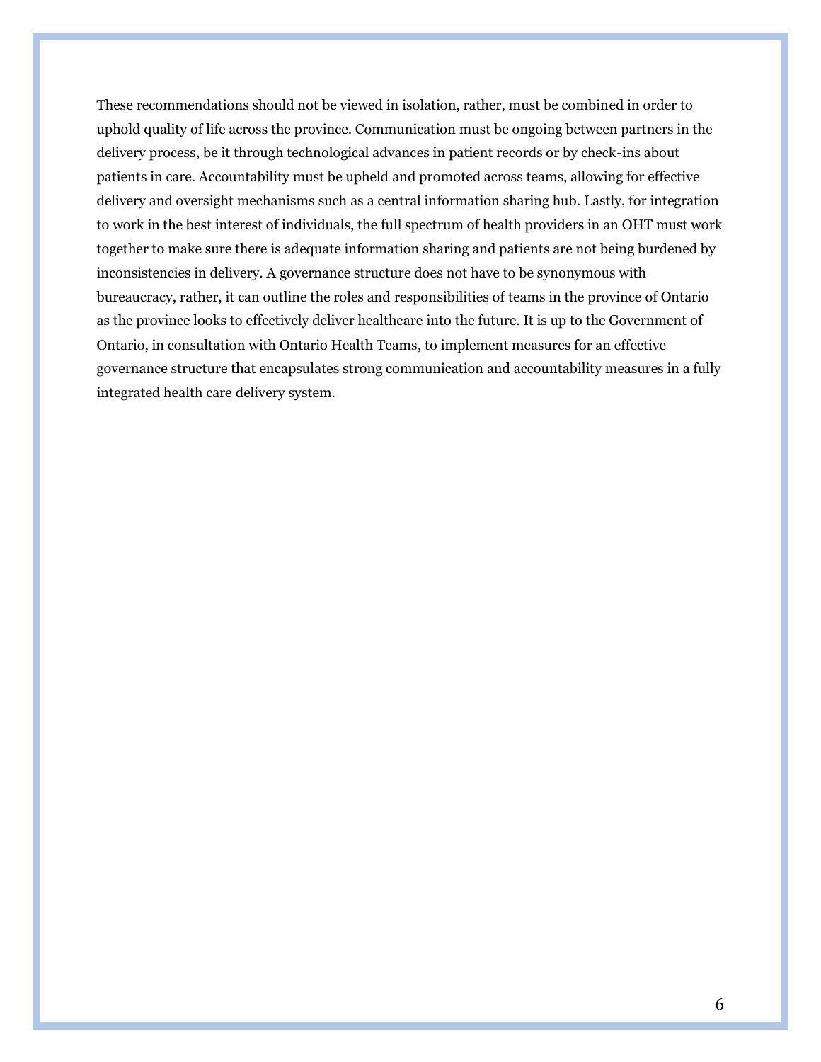These recommendations should not be viewed in isolation, rather, must be combined in order to uphold quality of life across the province. Communication must be ongoing between partners in the delivery process, be it through technological advances in patient records or by check-ins about patients in care. Accountability must be upheld and promoted across teams, allowing for effective delivery and oversight mechanisms such as a central information sharing hub. Lastly, for integration to work in the best interest of individuals, the full spectrum of health providers in an OHT must work together to make sure there is adequate information sharing and patients are not being burdened by inconsistencies in delivery. A governance structure does not have to be synonymous with bureaucracy, rather, it can outline the roles and responsibilities of teams in the province of Ontario as the province looks to effectively deliver healthcare into the future. It is up to the Government of Ontario, in consultation with Ontario Health Teams, to implement measures for an effective governance structure that encapsulates strong communication and accountability measures in a fully integrated health care delivery system.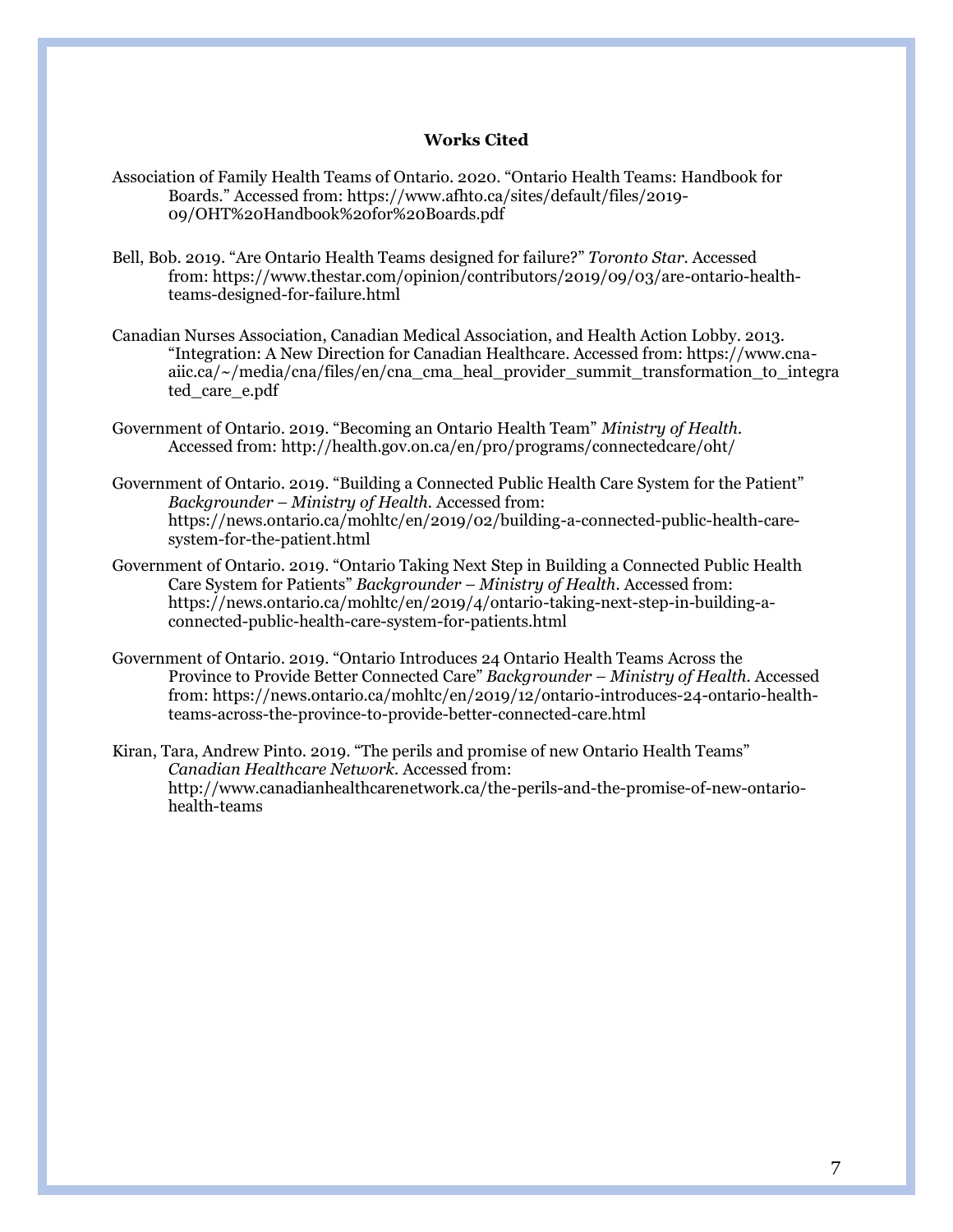**Works Cited**

Association of Family Health Teams of Ontario. 2020. "Ontario Health Teams: Handbook for Boards." Accessed from: https://www.afhto.ca/sites/default/files/2019-09/OHT%20Handbook%20for%20Boards.pdf

Bell, Bob. 2019. "Are Ontario Health Teams designed for failure?" *Toronto Star*. Accessed from: https://www.thestar.com/opinion/contributors/2019/09/03/are-ontario-health-teams-designed-for-failure.html

Canadian Nurses Association, Canadian Medical Association, and Health Action Lobby. 2013. "Integration: A New Direction for Canadian Healthcare. Accessed from: https://www.cna-aiic.ca/~/media/cna/files/en/cna_cma_heal_provider_summit_transformation_to_integrated_care_e.pdf

Government of Ontario. 2019. "Becoming an Ontario Health Team" *Ministry of Health*. Accessed from: http://health.gov.on.ca/en/pro/programs/connectedcare/oht/

Government of Ontario. 2019. "Building a Connected Public Health Care System for the Patient" *Backgrounder – Ministry of Health*. Accessed from: https://news.ontario.ca/mohltc/en/2019/02/building-a-connected-public-health-care-system-for-the-patient.html

Government of Ontario. 2019. "Ontario Taking Next Step in Building a Connected Public Health Care System for Patients" *Backgrounder – Ministry of Health*. Accessed from: https://news.ontario.ca/mohltc/en/2019/4/ontario-taking-next-step-in-building-a-connected-public-health-care-system-for-patients.html

Government of Ontario. 2019. "Ontario Introduces 24 Ontario Health Teams Across the Province to Provide Better Connected Care" *Backgrounder – Ministry of Health*. Accessed from: https://news.ontario.ca/mohltc/en/2019/12/ontario-introduces-24-ontario-health-teams-across-the-province-to-provide-better-connected-care.html

Kiran, Tara, Andrew Pinto. 2019. "The perils and promise of new Ontario Health Teams" *Canadian Healthcare Network*. Accessed from: http://www.canadianhealthcarenetwork.ca/the-perils-and-the-promise-of-new-ontario-health-teams